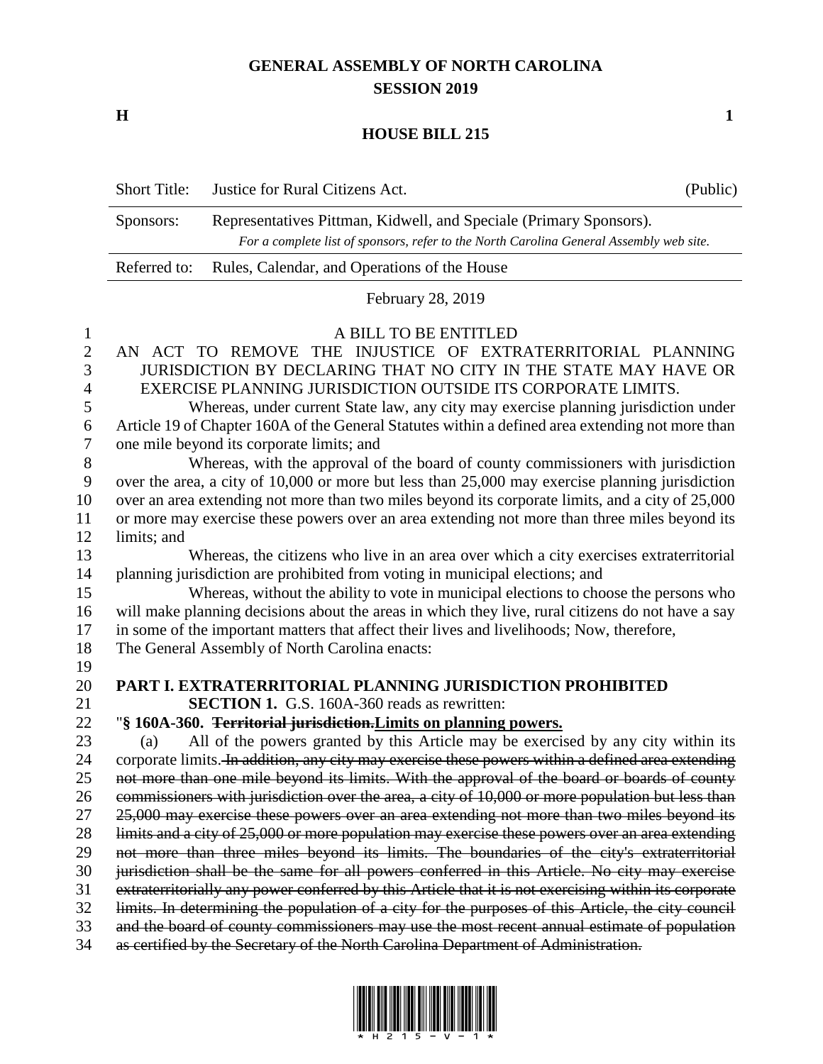# GENERAL ASSEMBLY OF NORTH CAROLINA
## SESSION 2019

**H** **1**

## HOUSE BILL 215

| | | |
|---|---|---|
| Short Title: | Justice for Rural Citizens Act. | (Public) |
| Sponsors: | Representatives Pittman, Kidwell, and Speciale (Primary Sponsors). *For a complete list of sponsors, refer to the North Carolina General Assembly web site.* | |
| Referred to: | Rules, Calendar, and Operations of the House | |

February 28, 2019

A BILL TO BE ENTITLED

AN ACT TO REMOVE THE INJUSTICE OF EXTRATERRITORIAL PLANNING JURISDICTION BY DECLARING THAT NO CITY IN THE STATE MAY HAVE OR EXERCISE PLANNING JURISDICTION OUTSIDE ITS CORPORATE LIMITS.

Whereas, under current State law, any city may exercise planning jurisdiction under Article 19 of Chapter 160A of the General Statutes within a defined area extending not more than one mile beyond its corporate limits; and

Whereas, with the approval of the board of county commissioners with jurisdiction over the area, a city of 10,000 or more but less than 25,000 may exercise planning jurisdiction over an area extending not more than two miles beyond its corporate limits, and a city of 25,000 or more may exercise these powers over an area extending not more than three miles beyond its limits; and

Whereas, the citizens who live in an area over which a city exercises extraterritorial planning jurisdiction are prohibited from voting in municipal elections; and

Whereas, without the ability to vote in municipal elections to choose the persons who will make planning decisions about the areas in which they live, rural citizens do not have a say in some of the important matters that affect their lives and livelihoods; Now, therefore,

The General Assembly of North Carolina enacts:

**PART I. EXTRATERRITORIAL PLANNING JURISDICTION PROHIBITED**

**SECTION 1.** G.S. 160A-360 reads as rewritten:

"**§ 160A-360. ~~Territorial jurisdiction.~~Limits on planning powers.**

(a) All of the powers granted by this Article may be exercised by any city within its corporate limits.~~ In addition, any city may exercise these powers within a defined area extending not more than one mile beyond its limits. With the approval of the board or boards of county commissioners with jurisdiction over the area, a city of 10,000 or more population but less than 25,000 may exercise these powers over an area extending not more than two miles beyond its limits and a city of 25,000 or more population may exercise these powers over an area extending not more than three miles beyond its limits. The boundaries of the city's extraterritorial jurisdiction shall be the same for all powers conferred in this Article. No city may exercise extraterritorially any power conferred by this Article that it is not exercising within its corporate limits. In determining the population of a city for the purposes of this Article, the city council and the board of county commissioners may use the most recent annual estimate of population as certified by the Secretary of the North Carolina Department of Administration.~~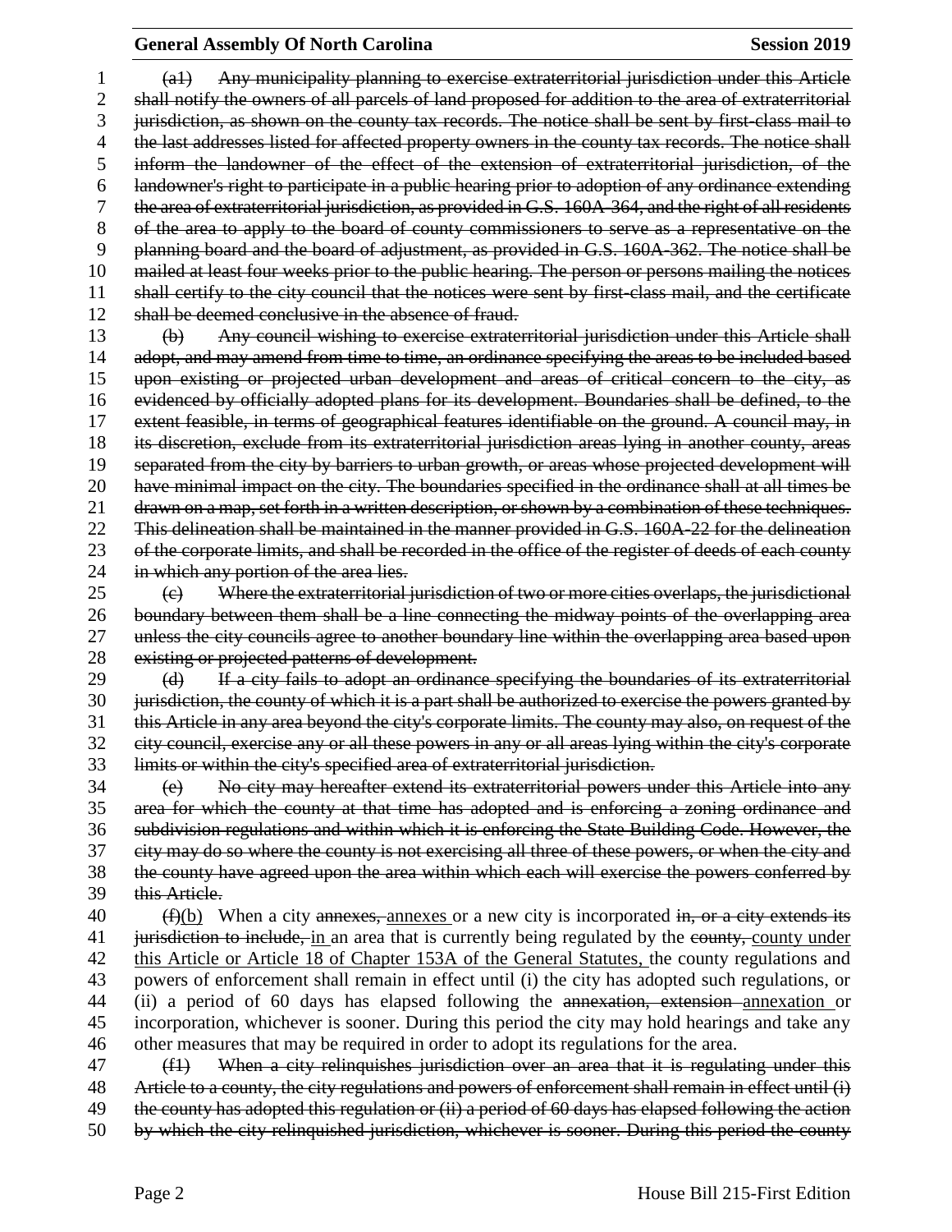(a1) ~~Any municipality planning to exercise extraterritorial jurisdiction under this Article shall notify the owners of all parcels of land proposed for addition to the area of extraterritorial jurisdiction, as shown on the county tax records. The notice shall be sent by first-class mail to the last addresses listed for affected property owners in the county tax records. The notice shall inform the landowner of the effect of the extension of extraterritorial jurisdiction, of the landowner's right to participate in a public hearing prior to adoption of any ordinance extending the area of extraterritorial jurisdiction, as provided in G.S. 160A-364, and the right of all residents of the area to apply to the board of county commissioners to serve as a representative on the planning board and the board of adjustment, as provided in G.S. 160A-362. The notice shall be mailed at least four weeks prior to the public hearing. The person or persons mailing the notices shall certify to the city council that the notices were sent by first-class mail, and the certificate shall be deemed conclusive in the absence of fraud.~~

~~(b) Any council wishing to exercise extraterritorial jurisdiction under this Article shall adopt, and may amend from time to time, an ordinance specifying the areas to be included based upon existing or projected urban development and areas of critical concern to the city, as evidenced by officially adopted plans for its development. Boundaries shall be defined, to the extent feasible, in terms of geographical features identifiable on the ground. A council may, in its discretion, exclude from its extraterritorial jurisdiction areas lying in another county, areas separated from the city by barriers to urban growth, or areas whose projected development will have minimal impact on the city. The boundaries specified in the ordinance shall at all times be drawn on a map, set forth in a written description, or shown by a combination of these techniques. This delineation shall be maintained in the manner provided in G.S. 160A-22 for the delineation of the corporate limits, and shall be recorded in the office of the register of deeds of each county in which any portion of the area lies.~~

~~(c) Where the extraterritorial jurisdiction of two or more cities overlaps, the jurisdictional boundary between them shall be a line connecting the midway points of the overlapping area unless the city councils agree to another boundary line within the overlapping area based upon existing or projected patterns of development.~~

~~(d) If a city fails to adopt an ordinance specifying the boundaries of its extraterritorial jurisdiction, the county of which it is a part shall be authorized to exercise the powers granted by this Article in any area beyond the city's corporate limits. The county may also, on request of the city council, exercise any or all these powers in any or all areas lying within the city's corporate limits or within the city's specified area of extraterritorial jurisdiction.~~

~~(e) No city may hereafter extend its extraterritorial powers under this Article into any area for which the county at that time has adopted and is enforcing a zoning ordinance and subdivision regulations and within which it is enforcing the State Building Code. However, the city may do so where the county is not exercising all three of these powers, or when the city and the county have agreed upon the area within which each will exercise the powers conferred by this Article.~~

~~(f)~~(b) When a city ~~annexes,~~ annexes or a new city is incorporated ~~in, or a city extends its jurisdiction to include,~~ in an area that is currently being regulated by the ~~county,~~ county under this Article or Article 18 of Chapter 153A of the General Statutes, the county regulations and powers of enforcement shall remain in effect until (i) the city has adopted such regulations, or (ii) a period of 60 days has elapsed following the ~~annexation, extension~~ annexation or incorporation, whichever is sooner. During this period the city may hold hearings and take any other measures that may be required in order to adopt its regulations for the area.

~~(f1) When a city relinquishes jurisdiction over an area that it is regulating under this Article to a county, the city regulations and powers of enforcement shall remain in effect until (i) the county has adopted this regulation or (ii) a period of 60 days has elapsed following the action by which the city relinquished jurisdiction, whichever is sooner. During this period the county~~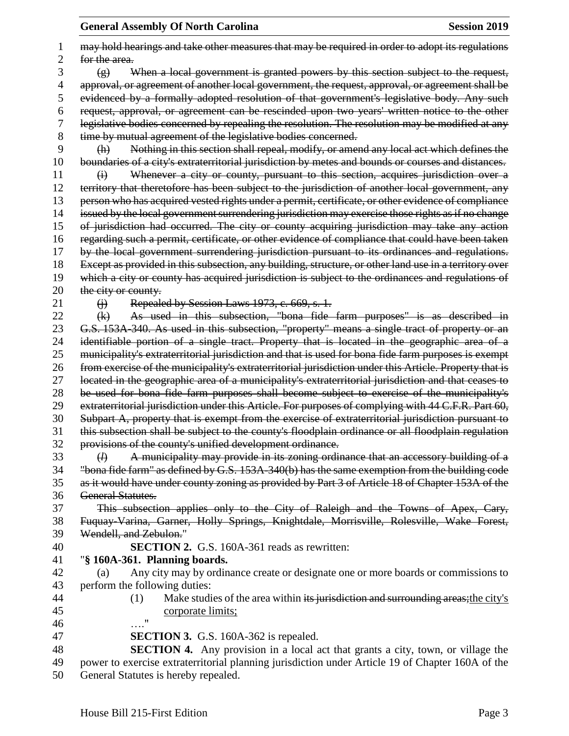~~may hold hearings and take other measures that may be required in order to adopt its regulations for the area.~~

~~(g) When a local government is granted powers by this section subject to the request, approval, or agreement of another local government, the request, approval, or agreement shall be evidenced by a formally adopted resolution of that government's legislative body. Any such request, approval, or agreement can be rescinded upon two years' written notice to the other legislative bodies concerned by repealing the resolution. The resolution may be modified at any time by mutual agreement of the legislative bodies concerned.~~

~~(h) Nothing in this section shall repeal, modify, or amend any local act which defines the boundaries of a city's extraterritorial jurisdiction by metes and bounds or courses and distances.~~

~~(i) Whenever a city or county, pursuant to this section, acquires jurisdiction over a territory that theretofore has been subject to the jurisdiction of another local government, any person who has acquired vested rights under a permit, certificate, or other evidence of compliance issued by the local government surrendering jurisdiction may exercise those rights as if no change of jurisdiction had occurred. The city or county acquiring jurisdiction may take any action regarding such a permit, certificate, or other evidence of compliance that could have been taken by the local government surrendering jurisdiction pursuant to its ordinances and regulations. Except as provided in this subsection, any building, structure, or other land use in a territory over which a city or county has acquired jurisdiction is subject to the ordinances and regulations of the city or county.~~

~~(j) Repealed by Session Laws 1973, c. 669, s. 1.~~

~~(k) As used in this subsection, "bona fide farm purposes" is as described in G.S. 153A-340. As used in this subsection, "property" means a single tract of property or an identifiable portion of a single tract. Property that is located in the geographic area of a municipality's extraterritorial jurisdiction and that is used for bona fide farm purposes is exempt from exercise of the municipality's extraterritorial jurisdiction under this Article. Property that is located in the geographic area of a municipality's extraterritorial jurisdiction and that ceases to be used for bona fide farm purposes shall become subject to exercise of the municipality's extraterritorial jurisdiction under this Article. For purposes of complying with 44 C.F.R. Part 60, Subpart A, property that is exempt from the exercise of extraterritorial jurisdiction pursuant to this subsection shall be subject to the county's floodplain ordinance or all floodplain regulation provisions of the county's unified development ordinance.~~

~~(*l*) A municipality may provide in its zoning ordinance that an accessory building of a "bona fide farm" as defined by G.S. 153A-340(b) has the same exemption from the building code as it would have under county zoning as provided by Part 3 of Article 18 of Chapter 153A of the General Statutes.~~

~~This subsection applies only to the City of Raleigh and the Towns of Apex, Cary, Fuquay-Varina, Garner, Holly Springs, Knightdale, Morrisville, Rolesville, Wake Forest, Wendell, and Zebulon.~~"

**SECTION 2.** G.S. 160A-361 reads as rewritten:

"**§ 160A-361. Planning boards.**

(a) Any city may by ordinance create or designate one or more boards or commissions to perform the following duties:

(1) Make studies of the area within ~~its jurisdiction and surrounding areas;~~<u>the city's corporate limits;</u>

…."

**SECTION 3.** G.S. 160A-362 is repealed.

**SECTION 4.** Any provision in a local act that grants a city, town, or village the power to exercise extraterritorial planning jurisdiction under Article 19 of Chapter 160A of the General Statutes is hereby repealed.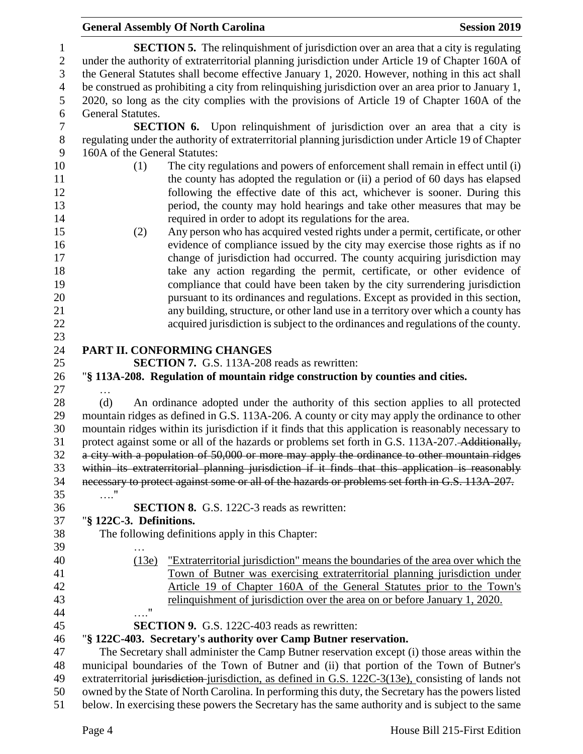**SECTION 5.** The relinquishment of jurisdiction over an area that a city is regulating under the authority of extraterritorial planning jurisdiction under Article 19 of Chapter 160A of the General Statutes shall become effective January 1, 2020. However, nothing in this act shall be construed as prohibiting a city from relinquishing jurisdiction over an area prior to January 1, 2020, so long as the city complies with the provisions of Article 19 of Chapter 160A of the General Statutes.

**SECTION 6.** Upon relinquishment of jurisdiction over an area that a city is regulating under the authority of extraterritorial planning jurisdiction under Article 19 of Chapter 160A of the General Statutes:

(1) The city regulations and powers of enforcement shall remain in effect until (i) the county has adopted the regulation or (ii) a period of 60 days has elapsed following the effective date of this act, whichever is sooner. During this period, the county may hold hearings and take other measures that may be required in order to adopt its regulations for the area.

(2) Any person who has acquired vested rights under a permit, certificate, or other evidence of compliance issued by the city may exercise those rights as if no change of jurisdiction had occurred. The county acquiring jurisdiction may take any action regarding the permit, certificate, or other evidence of compliance that could have been taken by the city surrendering jurisdiction pursuant to its ordinances and regulations. Except as provided in this section, any building, structure, or other land use in a territory over which a county has acquired jurisdiction is subject to the ordinances and regulations of the county.

## PART II. CONFORMING CHANGES

**SECTION 7.** G.S. 113A-208 reads as rewritten:

"**§ 113A-208. Regulation of mountain ridge construction by counties and cities.**

…

(d) An ordinance adopted under the authority of this section applies to all protected mountain ridges as defined in G.S. 113A-206. A county or city may apply the ordinance to other mountain ridges within its jurisdiction if it finds that this application is reasonably necessary to protect against some or all of the hazards or problems set forth in G.S. 113A-207. ~~Additionally, a city with a population of 50,000 or more may apply the ordinance to other mountain ridges within its extraterritorial planning jurisdiction if it finds that this application is reasonably necessary to protect against some or all of the hazards or problems set forth in G.S. 113A-207.~~

…."

**SECTION 8.** G.S. 122C-3 reads as rewritten:

"**§ 122C-3. Definitions.**

The following definitions apply in this Chapter:

…

(13e) <u>"Extraterritorial jurisdiction" means the boundaries of the area over which the Town of Butner was exercising extraterritorial planning jurisdiction under Article 19 of Chapter 160A of the General Statutes prior to the Town's relinquishment of jurisdiction over the area on or before January 1, 2020.</u>

…."

**SECTION 9.** G.S. 122C-403 reads as rewritten:

"**§ 122C-403. Secretary's authority over Camp Butner reservation.**

The Secretary shall administer the Camp Butner reservation except (i) those areas within the municipal boundaries of the Town of Butner and (ii) that portion of the Town of Butner's extraterritorial ~~jurisdiction~~ jurisdiction, <u>as defined in G.S. 122C-3(13e),</u> consisting of lands not owned by the State of North Carolina. In performing this duty, the Secretary has the powers listed below. In exercising these powers the Secretary has the same authority and is subject to the same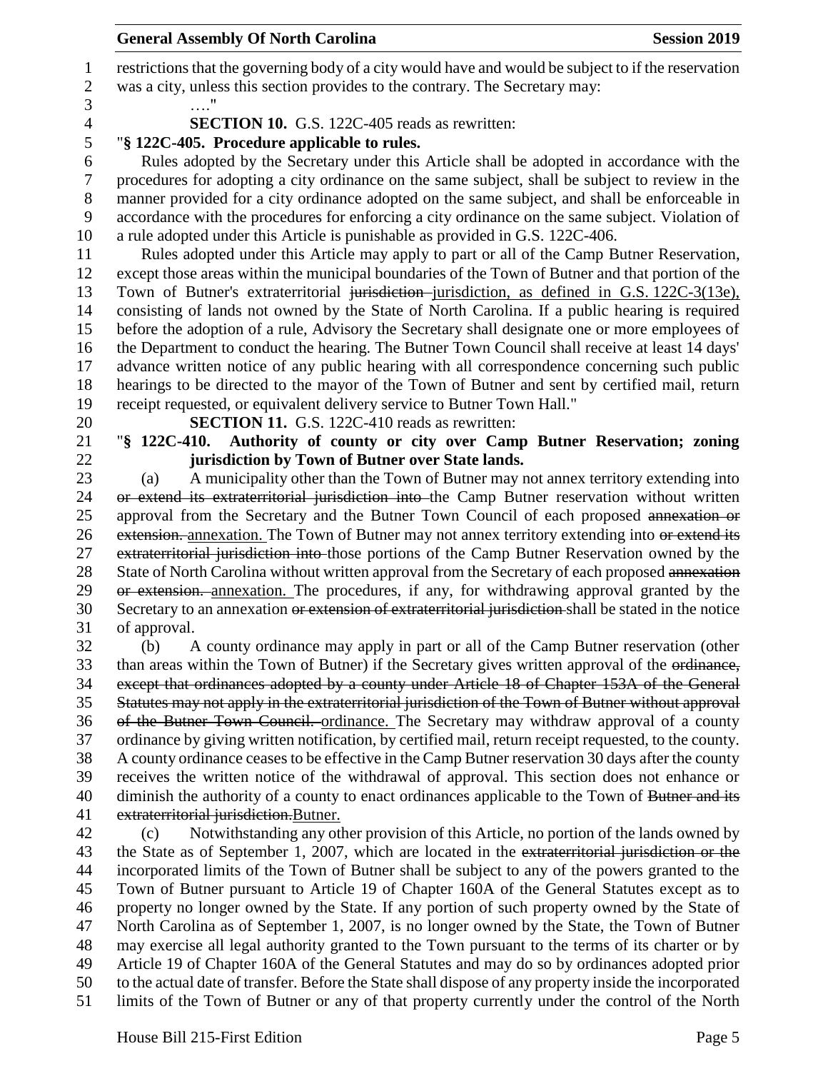restrictions that the governing body of a city would have and would be subject to if the reservation was a city, unless this section provides to the contrary. The Secretary may:

…."

**SECTION 10.** G.S. 122C-405 reads as rewritten:

"**§ 122C-405. Procedure applicable to rules.**

Rules adopted by the Secretary under this Article shall be adopted in accordance with the procedures for adopting a city ordinance on the same subject, shall be subject to review in the manner provided for a city ordinance adopted on the same subject, and shall be enforceable in accordance with the procedures for enforcing a city ordinance on the same subject. Violation of a rule adopted under this Article is punishable as provided in G.S. 122C-406.

Rules adopted under this Article may apply to part or all of the Camp Butner Reservation, except those areas within the municipal boundaries of the Town of Butner and that portion of the Town of Butner's extraterritorial ~~jurisdiction~~ jurisdiction, as defined in G.S. 122C-3(13e), consisting of lands not owned by the State of North Carolina. If a public hearing is required before the adoption of a rule, Advisory the Secretary shall designate one or more employees of the Department to conduct the hearing. The Butner Town Council shall receive at least 14 days' advance written notice of any public hearing with all correspondence concerning such public hearings to be directed to the mayor of the Town of Butner and sent by certified mail, return receipt requested, or equivalent delivery service to Butner Town Hall."

**SECTION 11.** G.S. 122C-410 reads as rewritten:

"**§ 122C-410. Authority of county or city over Camp Butner Reservation; zoning jurisdiction by Town of Butner over State lands.**

(a) A municipality other than the Town of Butner may not annex territory extending into ~~or extend its extraterritorial jurisdiction into~~ the Camp Butner reservation without written approval from the Secretary and the Butner Town Council of each proposed ~~annexation or extension.~~ annexation. The Town of Butner may not annex territory extending into ~~or extend its extraterritorial jurisdiction into~~ those portions of the Camp Butner Reservation owned by the State of North Carolina without written approval from the Secretary of each proposed ~~annexation or extension.~~ annexation. The procedures, if any, for withdrawing approval granted by the Secretary to an annexation ~~or extension of extraterritorial jurisdiction~~ shall be stated in the notice of approval.

(b) A county ordinance may apply in part or all of the Camp Butner reservation (other than areas within the Town of Butner) if the Secretary gives written approval of the ~~ordinance, except that ordinances adopted by a county under Article 18 of Chapter 153A of the General Statutes may not apply in the extraterritorial jurisdiction of the Town of Butner without approval of the Butner Town Council.~~ ordinance. The Secretary may withdraw approval of a county ordinance by giving written notification, by certified mail, return receipt requested, to the county. A county ordinance ceases to be effective in the Camp Butner reservation 30 days after the county receives the written notice of the withdrawal of approval. This section does not enhance or diminish the authority of a county to enact ordinances applicable to the Town of ~~Butner and its extraterritorial jurisdiction.~~Butner.

(c) Notwithstanding any other provision of this Article, no portion of the lands owned by the State as of September 1, 2007, which are located in the ~~extraterritorial jurisdiction or the~~ incorporated limits of the Town of Butner shall be subject to any of the powers granted to the Town of Butner pursuant to Article 19 of Chapter 160A of the General Statutes except as to property no longer owned by the State. If any portion of such property owned by the State of North Carolina as of September 1, 2007, is no longer owned by the State, the Town of Butner may exercise all legal authority granted to the Town pursuant to the terms of its charter or by Article 19 of Chapter 160A of the General Statutes and may do so by ordinances adopted prior to the actual date of transfer. Before the State shall dispose of any property inside the incorporated limits of the Town of Butner or any of that property currently under the control of the North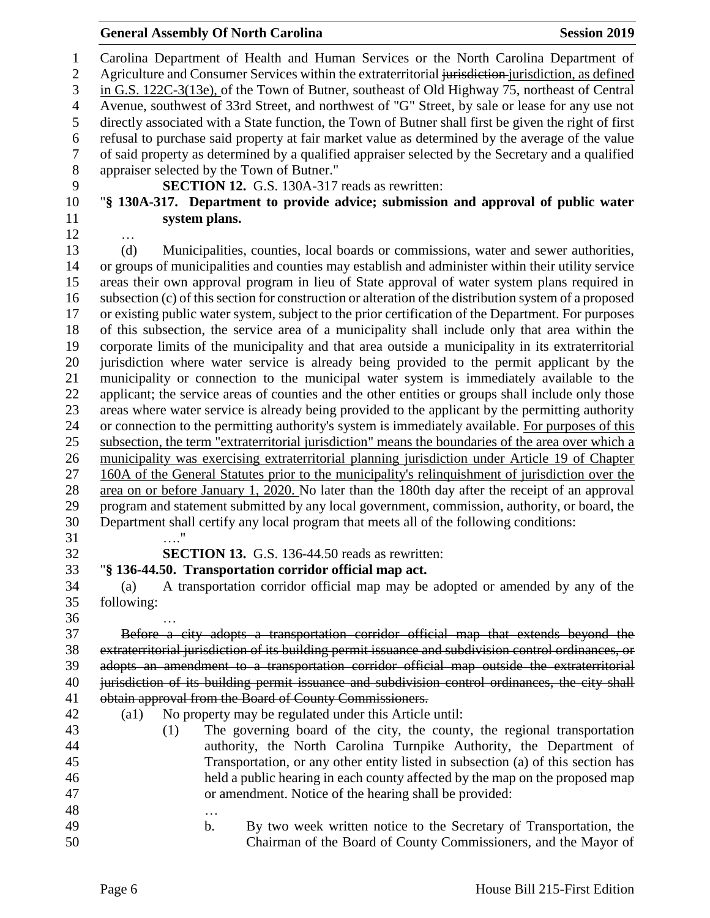Carolina Department of Health and Human Services or the North Carolina Department of Agriculture and Consumer Services within the extraterritorial ~~jurisdiction~~ jurisdiction, as defined in G.S. 122C-3(13e), of the Town of Butner, southeast of Old Highway 75, northeast of Central Avenue, southwest of 33rd Street, and northwest of "G" Street, by sale or lease for any use not directly associated with a State function, the Town of Butner shall first be given the right of first refusal to purchase said property at fair market value as determined by the average of the value of said property as determined by a qualified appraiser selected by the Secretary and a qualified appraiser selected by the Town of Butner."

**SECTION 12.** G.S. 130A-317 reads as rewritten:

"**§ 130A-317. Department to provide advice; submission and approval of public water system plans.**

…

(d) Municipalities, counties, local boards or commissions, water and sewer authorities, or groups of municipalities and counties may establish and administer within their utility service areas their own approval program in lieu of State approval of water system plans required in subsection (c) of this section for construction or alteration of the distribution system of a proposed or existing public water system, subject to the prior certification of the Department. For purposes of this subsection, the service area of a municipality shall include only that area within the corporate limits of the municipality and that area outside a municipality in its extraterritorial jurisdiction where water service is already being provided to the permit applicant by the municipality or connection to the municipal water system is immediately available to the applicant; the service areas of counties and the other entities or groups shall include only those areas where water service is already being provided to the applicant by the permitting authority or connection to the permitting authority's system is immediately available. For purposes of this subsection, the term "extraterritorial jurisdiction" means the boundaries of the area over which a municipality was exercising extraterritorial planning jurisdiction under Article 19 of Chapter 160A of the General Statutes prior to the municipality's relinquishment of jurisdiction over the area on or before January 1, 2020. No later than the 180th day after the receipt of an approval program and statement submitted by any local government, commission, authority, or board, the Department shall certify any local program that meets all of the following conditions:

…."

**SECTION 13.** G.S. 136-44.50 reads as rewritten:

"**§ 136-44.50. Transportation corridor official map act.**

(a) A transportation corridor official map may be adopted or amended by any of the following:

…

~~Before a city adopts a transportation corridor official map that extends beyond the extraterritorial jurisdiction of its building permit issuance and subdivision control ordinances, or adopts an amendment to a transportation corridor official map outside the extraterritorial jurisdiction of its building permit issuance and subdivision control ordinances, the city shall obtain approval from the Board of County Commissioners.~~

(a1) No property may be regulated under this Article until:

(1) The governing board of the city, the county, the regional transportation authority, the North Carolina Turnpike Authority, the Department of Transportation, or any other entity listed in subsection (a) of this section has held a public hearing in each county affected by the map on the proposed map or amendment. Notice of the hearing shall be provided:

…

b. By two week written notice to the Secretary of Transportation, the Chairman of the Board of County Commissioners, and the Mayor of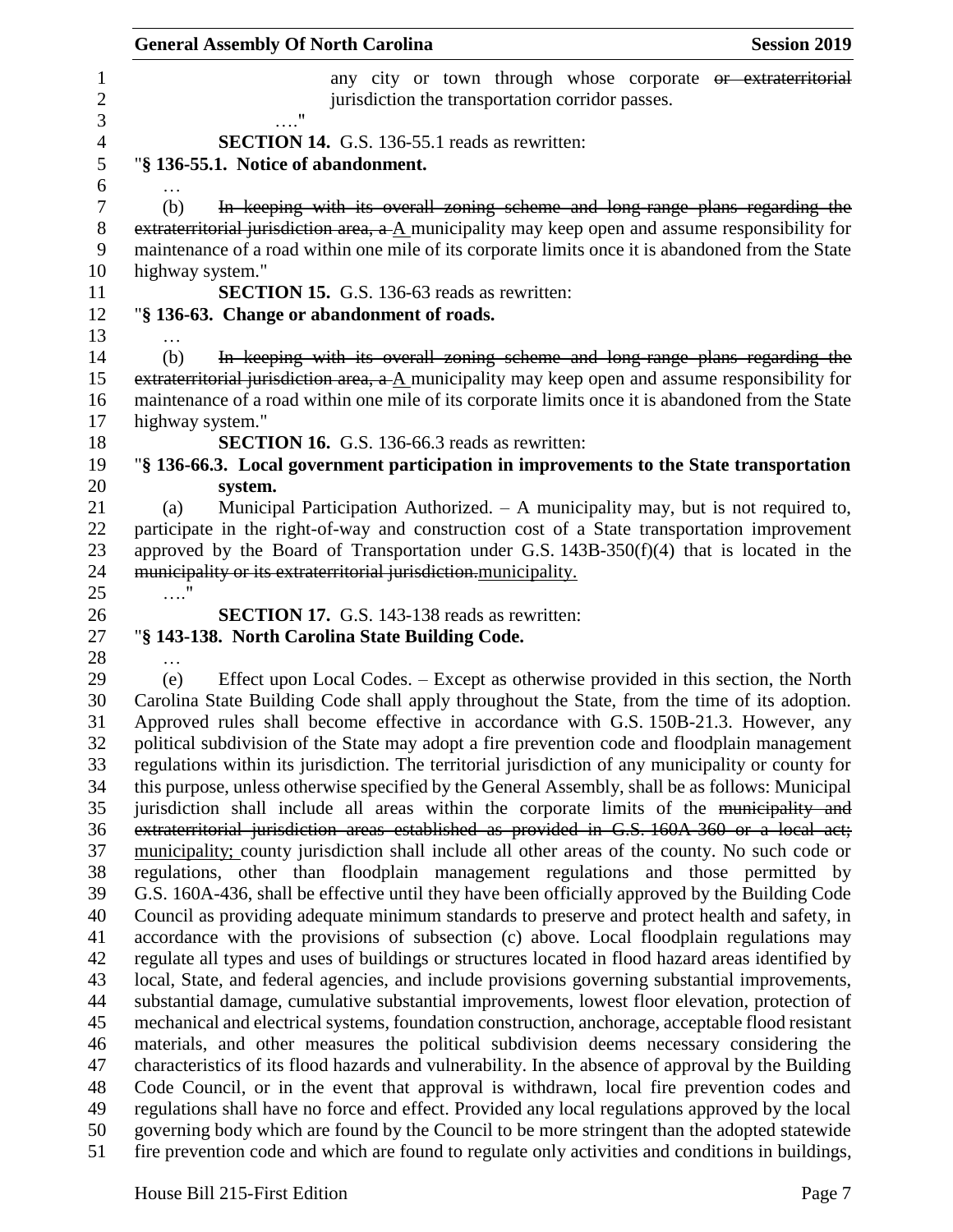any city or town through whose corporate ~~or extraterritorial~~ jurisdiction the transportation corridor passes.

…."

**SECTION 14.** G.S. 136-55.1 reads as rewritten:

"**§ 136-55.1. Notice of abandonment.**

…

(b) ~~In keeping with its overall zoning scheme and long-range plans regarding the extraterritorial jurisdiction area, a~~ A municipality may keep open and assume responsibility for maintenance of a road within one mile of its corporate limits once it is abandoned from the State highway system."

**SECTION 15.** G.S. 136-63 reads as rewritten:

"**§ 136-63. Change or abandonment of roads.**

…

(b) ~~In keeping with its overall zoning scheme and long-range plans regarding the extraterritorial jurisdiction area, a~~ A municipality may keep open and assume responsibility for maintenance of a road within one mile of its corporate limits once it is abandoned from the State highway system."

**SECTION 16.** G.S. 136-66.3 reads as rewritten:

"**§ 136-66.3. Local government participation in improvements to the State transportation system.**

(a) Municipal Participation Authorized. – A municipality may, but is not required to, participate in the right-of-way and construction cost of a State transportation improvement approved by the Board of Transportation under G.S. 143B-350(f)(4) that is located in the ~~municipality or its extraterritorial jurisdiction.~~municipality.

…."

**SECTION 17.** G.S. 143-138 reads as rewritten:

"**§ 143-138. North Carolina State Building Code.**

…

(e) Effect upon Local Codes. – Except as otherwise provided in this section, the North Carolina State Building Code shall apply throughout the State, from the time of its adoption. Approved rules shall become effective in accordance with G.S. 150B-21.3. However, any political subdivision of the State may adopt a fire prevention code and floodplain management regulations within its jurisdiction. The territorial jurisdiction of any municipality or county for this purpose, unless otherwise specified by the General Assembly, shall be as follows: Municipal jurisdiction shall include all areas within the corporate limits of the ~~municipality and extraterritorial jurisdiction areas established as provided in G.S. 160A-360 or a local act;~~ municipality; county jurisdiction shall include all other areas of the county. No such code or regulations, other than floodplain management regulations and those permitted by G.S. 160A-436, shall be effective until they have been officially approved by the Building Code Council as providing adequate minimum standards to preserve and protect health and safety, in accordance with the provisions of subsection (c) above. Local floodplain regulations may regulate all types and uses of buildings or structures located in flood hazard areas identified by local, State, and federal agencies, and include provisions governing substantial improvements, substantial damage, cumulative substantial improvements, lowest floor elevation, protection of mechanical and electrical systems, foundation construction, anchorage, acceptable flood resistant materials, and other measures the political subdivision deems necessary considering the characteristics of its flood hazards and vulnerability. In the absence of approval by the Building Code Council, or in the event that approval is withdrawn, local fire prevention codes and regulations shall have no force and effect. Provided any local regulations approved by the local governing body which are found by the Council to be more stringent than the adopted statewide fire prevention code and which are found to regulate only activities and conditions in buildings,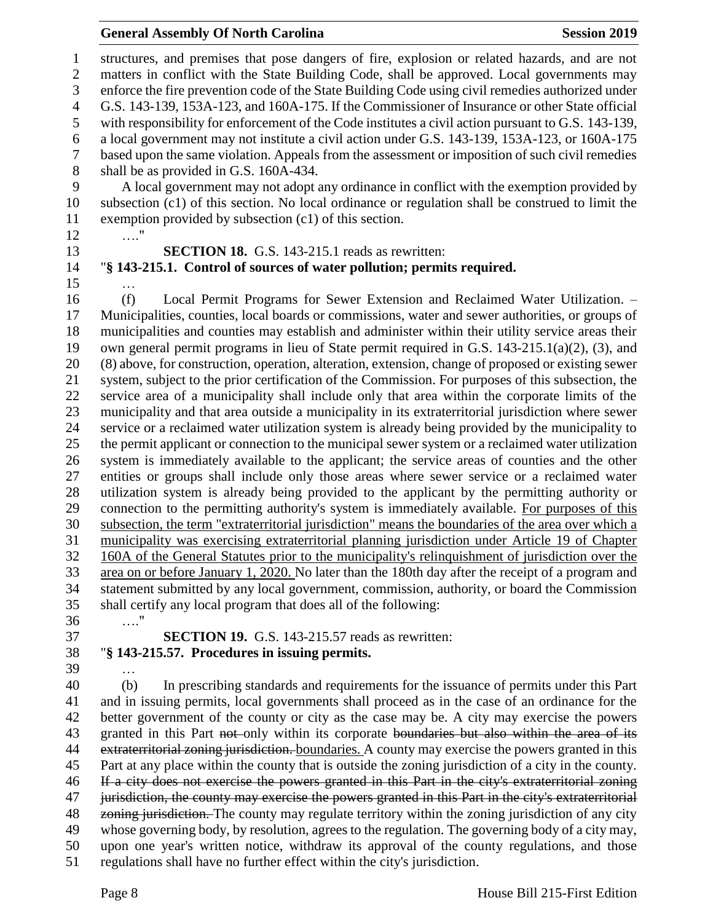structures, and premises that pose dangers of fire, explosion or related hazards, and are not matters in conflict with the State Building Code, shall be approved. Local governments may enforce the fire prevention code of the State Building Code using civil remedies authorized under G.S. 143-139, 153A-123, and 160A-175. If the Commissioner of Insurance or other State official with responsibility for enforcement of the Code institutes a civil action pursuant to G.S. 143-139, a local government may not institute a civil action under G.S. 143-139, 153A-123, or 160A-175 based upon the same violation. Appeals from the assessment or imposition of such civil remedies shall be as provided in G.S. 160A-434.

A local government may not adopt any ordinance in conflict with the exemption provided by subsection (c1) of this section. No local ordinance or regulation shall be construed to limit the exemption provided by subsection (c1) of this section.

…."

**SECTION 18.** G.S. 143-215.1 reads as rewritten:

"**§ 143-215.1. Control of sources of water pollution; permits required.**

…

(f) Local Permit Programs for Sewer Extension and Reclaimed Water Utilization. – Municipalities, counties, local boards or commissions, water and sewer authorities, or groups of municipalities and counties may establish and administer within their utility service areas their own general permit programs in lieu of State permit required in G.S. 143-215.1(a)(2), (3), and (8) above, for construction, operation, alteration, extension, change of proposed or existing sewer system, subject to the prior certification of the Commission. For purposes of this subsection, the service area of a municipality shall include only that area within the corporate limits of the municipality and that area outside a municipality in its extraterritorial jurisdiction where sewer service or a reclaimed water utilization system is already being provided by the municipality to the permit applicant or connection to the municipal sewer system or a reclaimed water utilization system is immediately available to the applicant; the service areas of counties and the other entities or groups shall include only those areas where sewer service or a reclaimed water utilization system is already being provided to the applicant by the permitting authority or connection to the permitting authority's system is immediately available. For purposes of this subsection, the term "extraterritorial jurisdiction" means the boundaries of the area over which a municipality was exercising extraterritorial planning jurisdiction under Article 19 of Chapter 160A of the General Statutes prior to the municipality's relinquishment of jurisdiction over the area on or before January 1, 2020. No later than the 180th day after the receipt of a program and statement submitted by any local government, commission, authority, or board the Commission shall certify any local program that does all of the following:

…."

**SECTION 19.** G.S. 143-215.57 reads as rewritten:

"**§ 143-215.57. Procedures in issuing permits.**

…

(b) In prescribing standards and requirements for the issuance of permits under this Part and in issuing permits, local governments shall proceed as in the case of an ordinance for the better government of the county or city as the case may be. A city may exercise the powers granted in this Part ~~not~~ only within its corporate ~~boundaries but also within the area of its extraterritorial zoning jurisdiction.~~ boundaries. A county may exercise the powers granted in this Part at any place within the county that is outside the zoning jurisdiction of a city in the county. ~~If a city does not exercise the powers granted in this Part in the city's extraterritorial zoning jurisdiction, the county may exercise the powers granted in this Part in the city's extraterritorial zoning jurisdiction.~~ The county may regulate territory within the zoning jurisdiction of any city whose governing body, by resolution, agrees to the regulation. The governing body of a city may, upon one year's written notice, withdraw its approval of the county regulations, and those regulations shall have no further effect within the city's jurisdiction.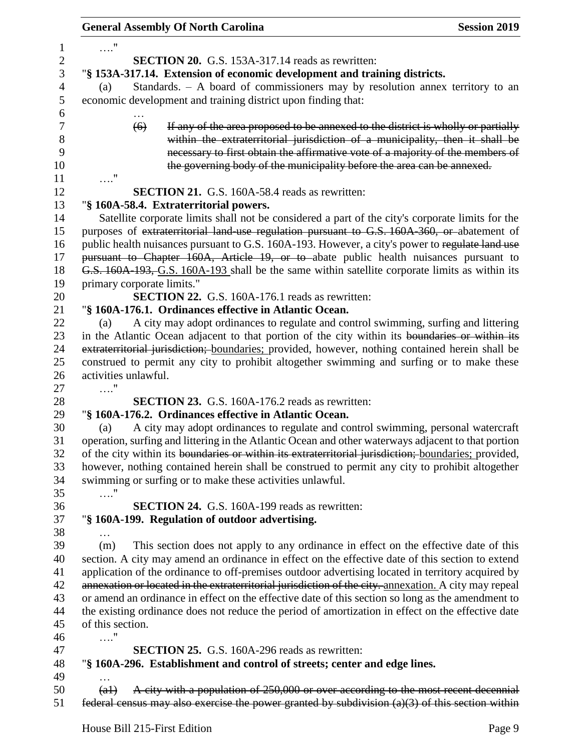…."

**SECTION 20.** G.S. 153A-317.14 reads as rewritten:

"**§ 153A-317.14. Extension of economic development and training districts.**

(a) Standards. – A board of commissioners may by resolution annex territory to an economic development and training district upon finding that:

…

~~(6) If any of the area proposed to be annexed to the district is wholly or partially within the extraterritorial jurisdiction of a municipality, then it shall be necessary to first obtain the affirmative vote of a majority of the members of the governing body of the municipality before the area can be annexed.~~

…."

**SECTION 21.** G.S. 160A-58.4 reads as rewritten:

"**§ 160A-58.4. Extraterritorial powers.**

Satellite corporate limits shall not be considered a part of the city's corporate limits for the purposes of ~~extraterritorial land-use regulation pursuant to G.S. 160A-360, or~~ abatement of public health nuisances pursuant to G.S. 160A-193. However, a city's power to ~~regulate land use pursuant to Chapter 160A, Article 19, or to~~ abate public health nuisances pursuant to ~~G.S. 160A-193,~~ G.S. 160A-193 shall be the same within satellite corporate limits as within its primary corporate limits."

**SECTION 22.** G.S. 160A-176.1 reads as rewritten:

"**§ 160A-176.1. Ordinances effective in Atlantic Ocean.**

(a) A city may adopt ordinances to regulate and control swimming, surfing and littering in the Atlantic Ocean adjacent to that portion of the city within its ~~boundaries or within its extraterritorial jurisdiction;~~ boundaries; provided, however, nothing contained herein shall be construed to permit any city to prohibit altogether swimming and surfing or to make these activities unlawful.

…."

**SECTION 23.** G.S. 160A-176.2 reads as rewritten:

"**§ 160A-176.2. Ordinances effective in Atlantic Ocean.**

(a) A city may adopt ordinances to regulate and control swimming, personal watercraft operation, surfing and littering in the Atlantic Ocean and other waterways adjacent to that portion of the city within its ~~boundaries or within its extraterritorial jurisdiction;~~ boundaries; provided, however, nothing contained herein shall be construed to permit any city to prohibit altogether swimming or surfing or to make these activities unlawful.

…."

**SECTION 24.** G.S. 160A-199 reads as rewritten:

"**§ 160A-199. Regulation of outdoor advertising.**

…

(m) This section does not apply to any ordinance in effect on the effective date of this section. A city may amend an ordinance in effect on the effective date of this section to extend application of the ordinance to off-premises outdoor advertising located in territory acquired by ~~annexation or located in the extraterritorial jurisdiction of the city.~~ annexation. A city may repeal or amend an ordinance in effect on the effective date of this section so long as the amendment to the existing ordinance does not reduce the period of amortization in effect on the effective date of this section.

…."

**SECTION 25.** G.S. 160A-296 reads as rewritten:

"**§ 160A-296. Establishment and control of streets; center and edge lines.**

…

~~(a1) A city with a population of 250,000 or over according to the most recent decennial federal census may also exercise the power granted by subdivision (a)(3) of this section within~~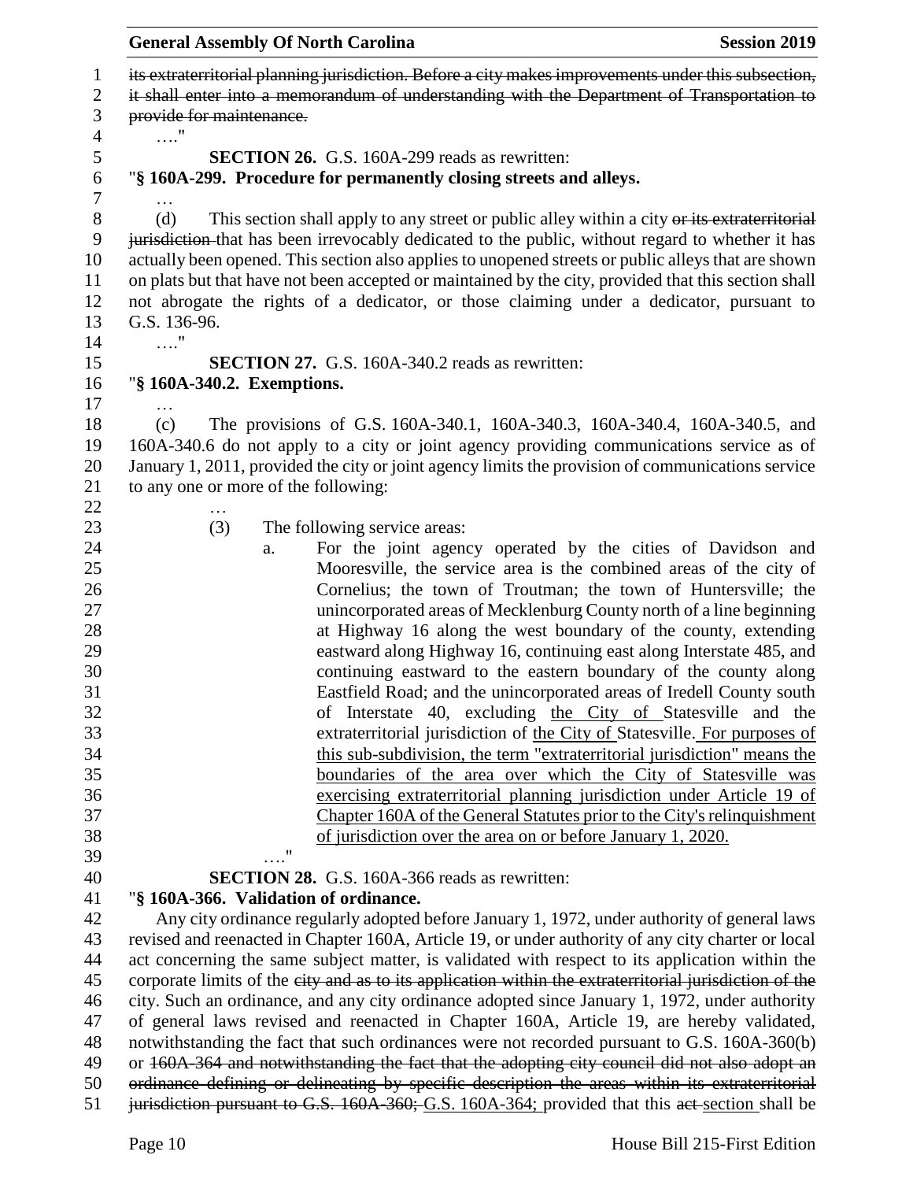its extraterritorial planning jurisdiction. Before a city makes improvements under this subsection, it shall enter into a memorandum of understanding with the Department of Transportation to provide for maintenance.

…."

**SECTION 26.** G.S. 160A-299 reads as rewritten:

"**§ 160A-299. Procedure for permanently closing streets and alleys.**

…

(d) This section shall apply to any street or public alley within a city or its extraterritorial jurisdiction that has been irrevocably dedicated to the public, without regard to whether it has actually been opened. This section also applies to unopened streets or public alleys that are shown on plats but that have not been accepted or maintained by the city, provided that this section shall not abrogate the rights of a dedicator, or those claiming under a dedicator, pursuant to G.S. 136-96.

…."

**SECTION 27.** G.S. 160A-340.2 reads as rewritten:

"**§ 160A-340.2. Exemptions.**

…

(c) The provisions of G.S. 160A-340.1, 160A-340.3, 160A-340.4, 160A-340.5, and 160A-340.6 do not apply to a city or joint agency providing communications service as of January 1, 2011, provided the city or joint agency limits the provision of communications service to any one or more of the following:

…

(3) The following service areas:

a. For the joint agency operated by the cities of Davidson and Mooresville, the service area is the combined areas of the city of Cornelius; the town of Troutman; the town of Huntersville; the unincorporated areas of Mecklenburg County north of a line beginning at Highway 16 along the west boundary of the county, extending eastward along Highway 16, continuing east along Interstate 485, and continuing eastward to the eastern boundary of the county along Eastfield Road; and the unincorporated areas of Iredell County south of Interstate 40, excluding the City of Statesville and the extraterritorial jurisdiction of the City of Statesville. For purposes of this sub-subdivision, the term "extraterritorial jurisdiction" means the boundaries of the area over which the City of Statesville was exercising extraterritorial planning jurisdiction under Article 19 of Chapter 160A of the General Statutes prior to the City's relinquishment of jurisdiction over the area on or before January 1, 2020.

…."

**SECTION 28.** G.S. 160A-366 reads as rewritten:

"**§ 160A-366. Validation of ordinance.**

Any city ordinance regularly adopted before January 1, 1972, under authority of general laws revised and reenacted in Chapter 160A, Article 19, or under authority of any city charter or local act concerning the same subject matter, is validated with respect to its application within the corporate limits of the city and as to its application within the extraterritorial jurisdiction of the city. Such an ordinance, and any city ordinance adopted since January 1, 1972, under authority of general laws revised and reenacted in Chapter 160A, Article 19, are hereby validated, notwithstanding the fact that such ordinances were not recorded pursuant to G.S. 160A-360(b) or 160A-364 and notwithstanding the fact that the adopting city council did not also adopt an ordinance defining or delineating by specific description the areas within its extraterritorial jurisdiction pursuant to G.S. 160A-360; G.S. 160A-364; provided that this act section shall be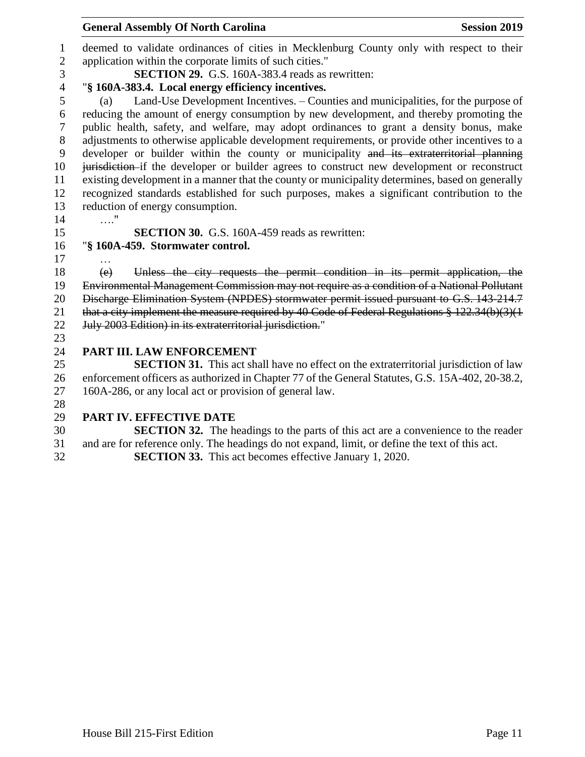deemed to validate ordinances of cities in Mecklenburg County only with respect to their application within the corporate limits of such cities."

**SECTION 29.** G.S. 160A-383.4 as rewritten:

"**§ 160A-383.4. Local energy efficiency incentives.**

(a) Land-Use Development Incentives. – Counties and municipalities, for the purpose of reducing the amount of energy consumption by new development, and thereby promoting the public health, safety, and welfare, may adopt ordinances to grant a density bonus, make adjustments to otherwise applicable development requirements, or provide other incentives to a developer or builder within the county or municipality ~~and its extraterritorial planning jurisdiction~~ if the developer or builder agrees to construct new development or reconstruct existing development in a manner that the county or municipality determines, based on generally recognized standards established for such purposes, makes a significant contribution to the reduction of energy consumption.

…."

**SECTION 30.** G.S. 160A-459 reads as rewritten:

"**§ 160A-459. Stormwater control.**

…

~~(e) Unless the city requests the permit condition in its permit application, the Environmental Management Commission may not require as a condition of a National Pollutant Discharge Elimination System (NPDES) stormwater permit issued pursuant to G.S. 143-214.7 that a city implement the measure required by 40 Code of Federal Regulations § 122.34(b)(3)(1 July 2003 Edition) in its extraterritorial jurisdiction.~~"

## PART III. LAW ENFORCEMENT

**SECTION 31.** This act shall have no effect on the extraterritorial jurisdiction of law enforcement officers as authorized in Chapter 77 of the General Statutes, G.S. 15A-402, 20-38.2, 160A-286, or any local act or provision of general law.

## PART IV. EFFECTIVE DATE

**SECTION 32.** The headings to the parts of this act are a convenience to the reader and are for reference only. The headings do not expand, limit, or define the text of this act.

**SECTION 33.** This act becomes effective January 1, 2020.